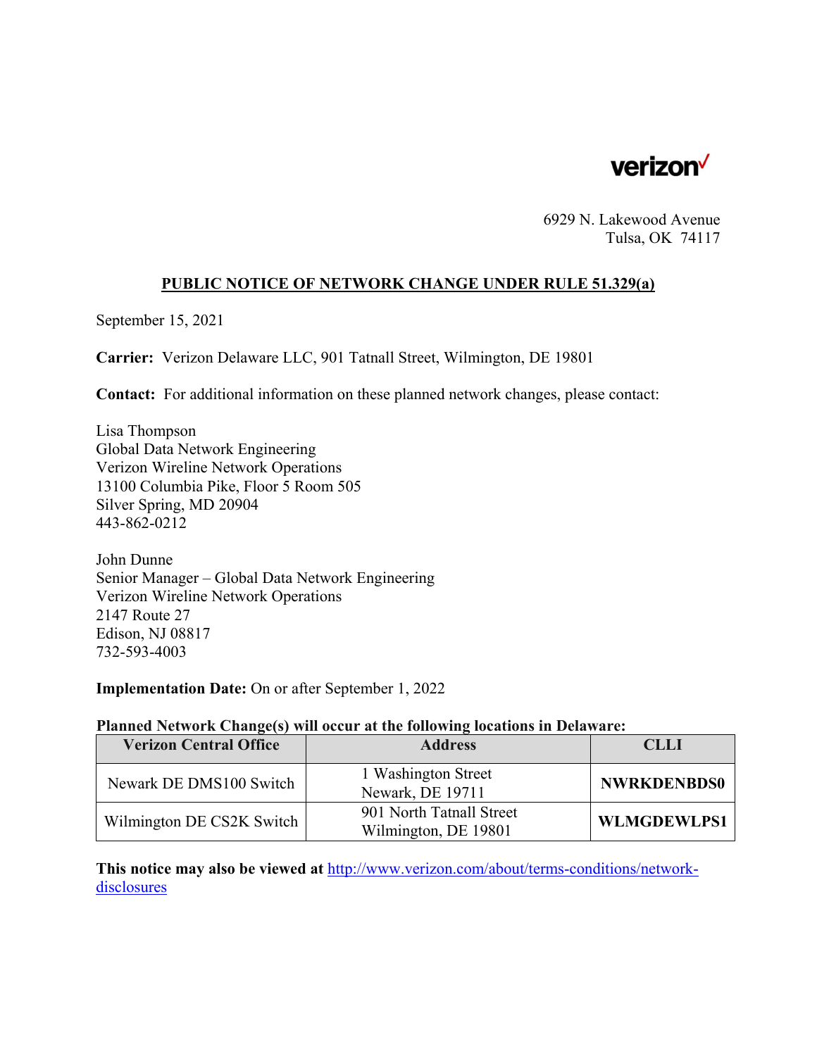verizon

6929 N. Lakewood Avenue
Tulsa, OK 74117

## PUBLIC NOTICE OF NETWORK CHANGE UNDER RULE 51.329(a)

September 15, 2021

**Carrier:** Verizon Delaware LLC, 901 Tatnall Street, Wilmington, DE 19801

**Contact:** For additional information on these planned network changes, please contact:

Lisa Thompson
Global Data Network Engineering
Verizon Wireline Network Operations
13100 Columbia Pike, Floor 5 Room 505
Silver Spring, MD 20904
443-862-0212

John Dunne
Senior Manager – Global Data Network Engineering
Verizon Wireline Network Operations
2147 Route 27
Edison, NJ 08817
732-593-4003

**Implementation Date:** On or after September 1, 2022

**Planned Network Change(s) will occur at the following locations in Delaware:**

| Verizon Central Office | Address | CLLI |
|---|---|---|
| Newark DE DMS100 Switch | 1 Washington Street<br>Newark, DE 19711 | **NWRKDENBDS0** |
| Wilmington DE CS2K Switch | 901 North Tatnall Street<br>Wilmington, DE 19801 | **WLMGDEWLPS1** |

**This notice may also be viewed at** http://www.verizon.com/about/terms-conditions/network-disclosures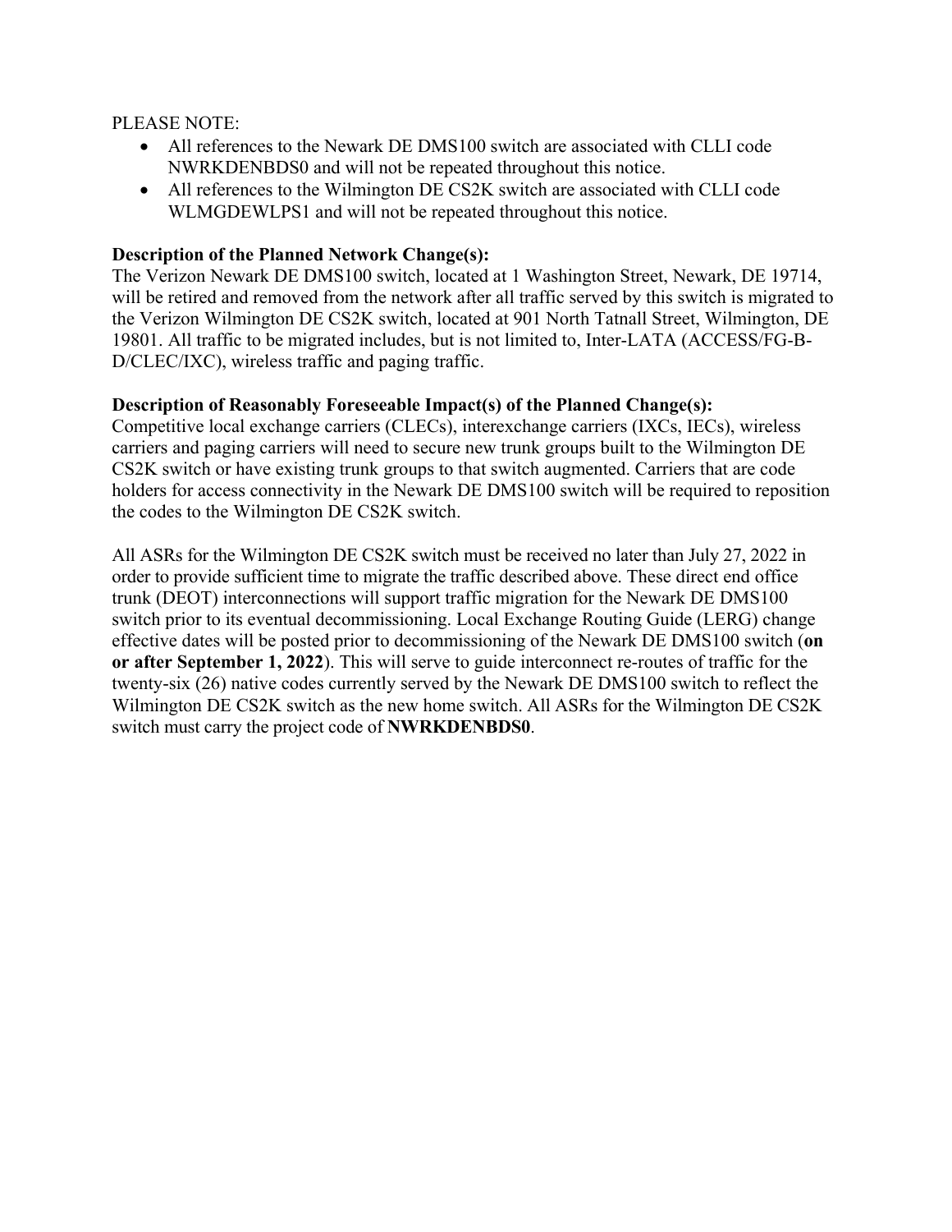PLEASE NOTE:

- All references to the Newark DE DMS100 switch are associated with CLLI code NWRKDENBDS0 and will not be repeated throughout this notice.
- All references to the Wilmington DE CS2K switch are associated with CLLI code WLMGDEWLPS1 and will not be repeated throughout this notice.

**Description of the Planned Network Change(s):**
The Verizon Newark DE DMS100 switch, located at 1 Washington Street, Newark, DE 19714, will be retired and removed from the network after all traffic served by this switch is migrated to the Verizon Wilmington DE CS2K switch, located at 901 North Tatnall Street, Wilmington, DE 19801. All traffic to be migrated includes, but is not limited to, Inter-LATA (ACCESS/FG-B-D/CLEC/IXC), wireless traffic and paging traffic.

**Description of Reasonably Foreseeable Impact(s) of the Planned Change(s):**
Competitive local exchange carriers (CLECs), interexchange carriers (IXCs, IECs), wireless carriers and paging carriers will need to secure new trunk groups built to the Wilmington DE CS2K switch or have existing trunk groups to that switch augmented. Carriers that are code holders for access connectivity in the Newark DE DMS100 switch will be required to reposition the codes to the Wilmington DE CS2K switch.

All ASRs for the Wilmington DE CS2K switch must be received no later than July 27, 2022 in order to provide sufficient time to migrate the traffic described above. These direct end office trunk (DEOT) interconnections will support traffic migration for the Newark DE DMS100 switch prior to its eventual decommissioning. Local Exchange Routing Guide (LERG) change effective dates will be posted prior to decommissioning of the Newark DE DMS100 switch (**on or after September 1, 2022**). This will serve to guide interconnect re-routes of traffic for the twenty-six (26) native codes currently served by the Newark DE DMS100 switch to reflect the Wilmington DE CS2K switch as the new home switch. All ASRs for the Wilmington DE CS2K switch must carry the project code of **NWRKDENBDS0**.